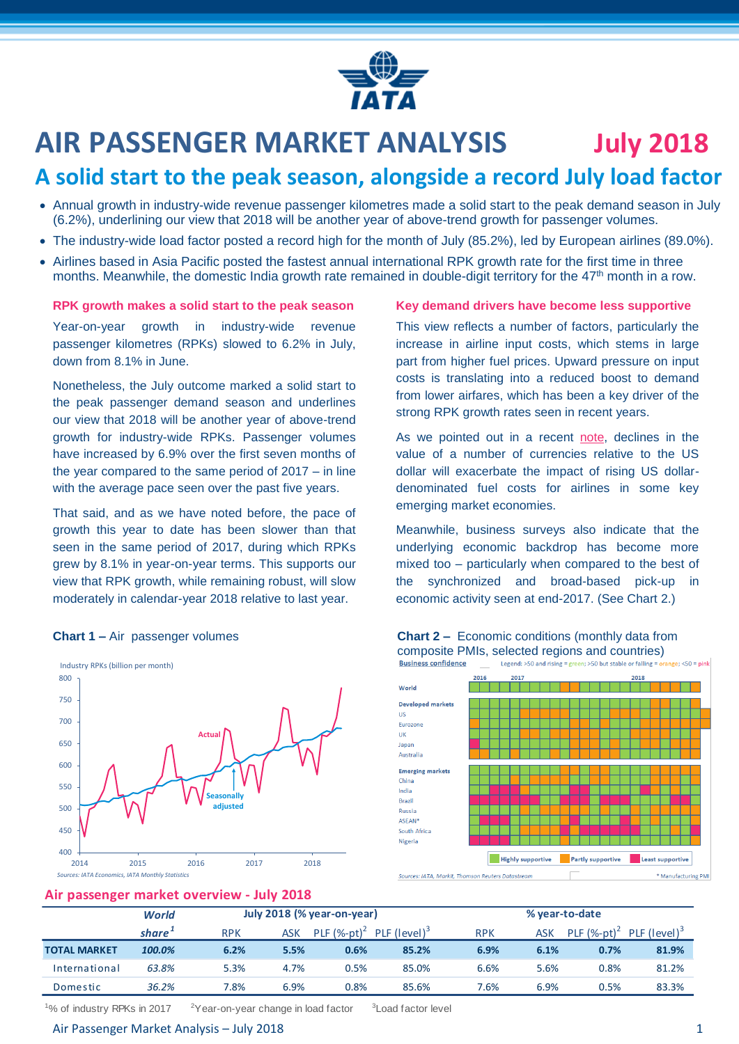# AIR PASSENGER MARKET ANALYSIS July 2018

## A solid start to the peak season, alongside a record July load factor

- Annual growth in industry-wide revenue passenger kilometres made a solid start to the peak demand season in July (6.2%), underlining our view that 2018 will be another year of above-trend growth for passenger volumes.
- The industry-wide load factor posted a record high for the month of July (85.2%), led by European airlines (89.0%).
- Airlines based in Asia Pacific posted the fastest annual international RPK growth rate for the first time in three months. Meanwhile, the domestic India growth rate remained in double-digit territory for the 47th month in a row.

### RPK growth makes a solid start to the peak season

Year-on-year growth in industry-wide revenue passenger kilometres (RPKs) slowed to 6.2% in July, down from 8.1% in June.

Nonetheless, the July outcome marked a solid start to the peak passenger demand season and underlines our view that 2018 will be another year of above-trend growth for industry-wide RPKs. Passenger volumes have increased by 6.9% over the first seven months of the year compared to the same period of 2017 – in line with the average pace seen over the past five years.

That said, and as we have noted before, the pace of growth this year to date has been slower than that seen in the same period of 2017, during which RPKs grew by 8.1% in year-on-year terms. This supports our view that RPK growth, while remaining robust, will slow moderately in calendar-year 2018 relative to last year.

**Chart 1 –** Air passenger volumes

Sources: IATA Economics, IATA Monthly Statistics

### Key demand drivers have become less supportive

This view reflects a number of factors, particularly the increase in airline input costs, which stems in large part from higher fuel prices. Upward pressure on input costs is translating into a reduced boost to demand from lower airfares, which has been a key driver of the strong RPK growth rates seen in recent years.

As we pointed out in a recent note, declines in the value of a number of currencies relative to the US dollar will exacerbate the impact of rising US dollar-denominated fuel costs for airlines in some key emerging market economies.

Meanwhile, business surveys also indicate that the underlying economic backdrop has become more mixed too – particularly when compared to the best of the synchronized and broad-based pick-up in economic activity seen at end-2017. (See Chart 2.)

**Chart 2 –** Economic conditions (monthly data from composite PMIs, selected regions and countries)

Sources: IATA, Markit, Thomson Reuters Datastream

### Air passenger market overview - July 2018

| | World share[1] | July 2018 (% year-on-year) | | | | % year-to-date | | | |
|---|---|---|---|---|---|---|---|---|---|
| | | RPK | ASK | PLF (%-pt)[2] | PLF (level)[3] | RPK | ASK | PLF (%-pt)[2] | PLF (level)[3] |
| **TOTAL MARKET** | **100.0%** | **6.2%** | **5.5%** | **0.6%** | **85.2%** | **6.9%** | **6.1%** | **0.7%** | **81.9%** |
| International | 63.8% | 5.3% | 4.7% | 0.5% | 85.0% | 6.6% | 5.6% | 0.8% | 81.2% |
| Domestic | 36.2% | 7.8% | 6.9% | 0.8% | 85.6% | 7.6% | 6.9% | 0.5% | 83.3% |

[1]% of industry RPKs in 2017 [2]Year-on-year change in load factor [3]Load factor level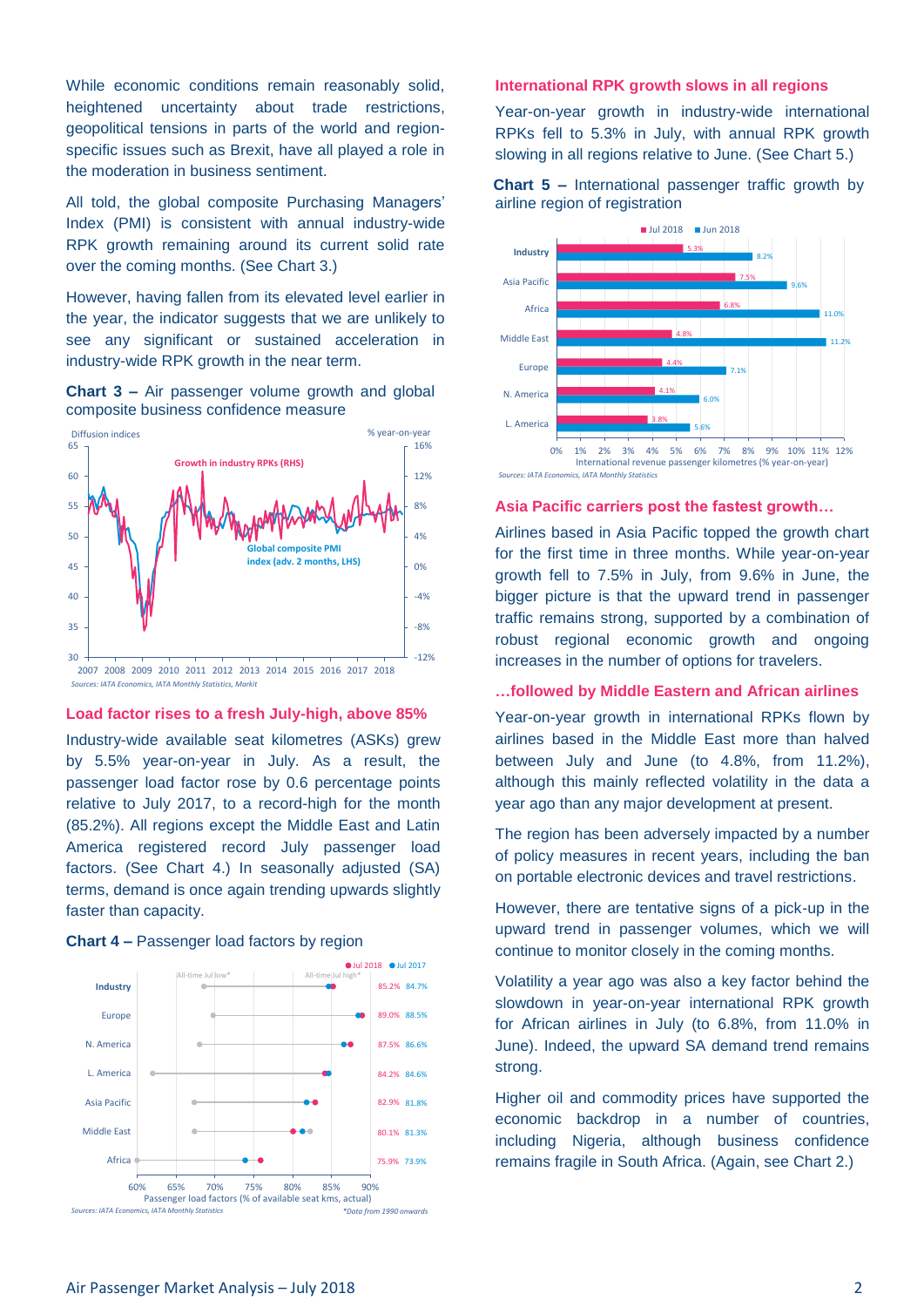While economic conditions remain reasonably solid, heightened uncertainty about trade restrictions, geopolitical tensions in parts of the world and region-specific issues such as Brexit, have all played a role in the moderation in business sentiment.

All told, the global composite Purchasing Managers' Index (PMI) is consistent with annual industry-wide RPK growth remaining around its current solid rate over the coming months. (See Chart 3.)

However, having fallen from its elevated level earlier in the year, the indicator suggests that we are unlikely to see any significant or sustained acceleration in industry-wide RPK growth in the near term.

**Chart 3 –** Air passenger volume growth and global composite business confidence measure

*Sources: IATA Economics, IATA Monthly Statistics, Markit*

### Load factor rises to a fresh July-high, above 85%

Industry-wide available seat kilometres (ASKs) grew by 5.5% year-on-year in July. As a result, the passenger load factor rose by 0.6 percentage points relative to July 2017, to a record-high for the month (85.2%). All regions except the Middle East and Latin America registered record July passenger load factors. (See Chart 4.) In seasonally adjusted (SA) terms, demand is once again trending upwards slightly faster than capacity.

**Chart 4 –** Passenger load factors by region

| Region | Jul 2018 | Jul 2017 |
|---|---|---|
| Industry | 85.2% | 84.7% |
| Europe | 89.0% | 88.5% |
| N. America | 87.5% | 86.6% |
| L. America | 84.2% | 84.6% |
| Asia Pacific | 82.9% | 81.8% |
| Middle East | 80.1% | 81.3% |
| Africa | 75.9% | 73.9% |

*Sources: IATA Economics, IATA Monthly Statistics* — *Data from 1990 onwards

### International RPK growth slows in all regions

Year-on-year growth in industry-wide international RPKs fell to 5.3% in July, with annual RPK growth slowing in all regions relative to June. (See Chart 5.)

**Chart 5 –** International passenger traffic growth by airline region of registration

| Region | Jul 2018 | Jun 2018 |
|---|---|---|
| Industry | 5.3% | 8.2% |
| Asia Pacific | 7.5% | 9.6% |
| Africa | 6.8% | 11.0% |
| Middle East | 4.8% | 11.2% |
| Europe | 4.4% | 7.1% |
| N. America | 4.1% | 6.0% |
| L. America | 3.8% | 5.6% |

International revenue passenger kilometres (% year-on-year)

*Sources: IATA Economics, IATA Monthly Statistics*

### Asia Pacific carriers post the fastest growth…

Airlines based in Asia Pacific topped the growth chart for the first time in three months. While year-on-year growth fell to 7.5% in July, from 9.6% in June, the bigger picture is that the upward trend in passenger traffic remains strong, supported by a combination of robust regional economic growth and ongoing increases in the number of options for travelers.

### …followed by Middle Eastern and African airlines

Year-on-year growth in international RPKs flown by airlines based in the Middle East more than halved between July and June (to 4.8%, from 11.2%), although this mainly reflected volatility in the data a year ago than any major development at present.

The region has been adversely impacted by a number of policy measures in recent years, including the ban on portable electronic devices and travel restrictions.

However, there are tentative signs of a pick-up in the upward trend in passenger volumes, which we will continue to monitor closely in the coming months.

Volatility a year ago was also a key factor behind the slowdown in year-on-year international RPK growth for African airlines in July (to 6.8%, from 11.0% in June). Indeed, the upward SA demand trend remains strong.

Higher oil and commodity prices have supported the economic backdrop in a number of countries, including Nigeria, although business confidence remains fragile in South Africa. (Again, see Chart 2.)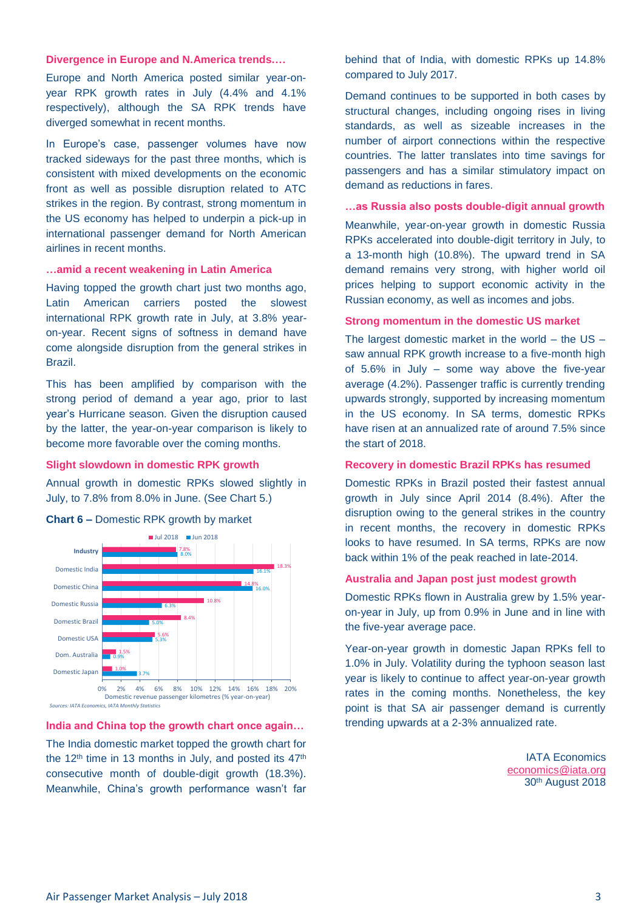### Divergence in Europe and N.America trends….

Europe and North America posted similar year-on-year RPK growth rates in July (4.4% and 4.1% respectively), although the SA RPK trends have diverged somewhat in recent months.

In Europe's case, passenger volumes have now tracked sideways for the past three months, which is consistent with mixed developments on the economic front as well as possible disruption related to ATC strikes in the region. By contrast, strong momentum in the US economy has helped to underpin a pick-up in international passenger demand for North American airlines in recent months.

### …amid a recent weakening in Latin America

Having topped the growth chart just two months ago, Latin American carriers posted the slowest international RPK growth rate in July, at 3.8% year-on-year. Recent signs of softness in demand have come alongside disruption from the general strikes in Brazil.

This has been amplified by comparison with the strong period of demand a year ago, prior to last year's Hurricane season. Given the disruption caused by the latter, the year-on-year comparison is likely to become more favorable over the coming months.

### Slight slowdown in domestic RPK growth

Annual growth in domestic RPKs slowed slightly in July, to 7.8% from 8.0% in June. (See Chart 5.)

**Chart 6 –** Domestic RPK growth by market

| Market | Jul 2018 | Jun 2018 |
|---|---|---|
| Industry | 7.8% | 8.0% |
| Domestic India | 18.3% | 16.1% |
| Domestic China | 14.8% | 16.0% |
| Domestic Russia | 10.8% | 6.3% |
| Domestic Brazil | 8.4% | 5.0% |
| Domestic USA | 5.6% | 5.3% |
| Dom. Australia | 1.5% | 0.9% |
| Domestic Japan | 1.0% | 3.7% |

Domestic revenue passenger kilometres (% year-on-year)

*Sources: IATA Economics, IATA Monthly Statistics*

### India and China top the growth chart once again…

The India domestic market topped the growth chart for the 12th time in 13 months in July, and posted its 47th consecutive month of double-digit growth (18.3%). Meanwhile, China's growth performance wasn't far behind that of India, with domestic RPKs up 14.8% compared to July 2017.

Demand continues to be supported in both cases by structural changes, including ongoing rises in living standards, as well as sizeable increases in the number of airport connections within the respective countries. The latter translates into time savings for passengers and has a similar stimulatory impact on demand as reductions in fares.

### …as Russia also posts double-digit annual growth

Meanwhile, year-on-year growth in domestic Russia RPKs accelerated into double-digit territory in July, to a 13-month high (10.8%). The upward trend in SA demand remains very strong, with higher world oil prices helping to support economic activity in the Russian economy, as well as incomes and jobs.

### Strong momentum in the domestic US market

The largest domestic market in the world – the US – saw annual RPK growth increase to a five-month high of 5.6% in July – some way above the five-year average (4.2%). Passenger traffic is currently trending upwards strongly, supported by increasing momentum in the US economy. In SA terms, domestic RPKs have risen at an annualized rate of around 7.5% since the start of 2018.

### Recovery in domestic Brazil RPKs has resumed

Domestic RPKs in Brazil posted their fastest annual growth in July since April 2014 (8.4%). After the disruption owing to the general strikes in the country in recent months, the recovery in domestic RPKs looks to have resumed. In SA terms, RPKs are now back within 1% of the peak reached in late-2014.

### Australia and Japan post just modest growth

Domestic RPKs flown in Australia grew by 1.5% year-on-year in July, up from 0.9% in June and in line with the five-year average pace.

Year-on-year growth in domestic Japan RPKs fell to 1.0% in July. Volatility during the typhoon season last year is likely to continue to affect year-on-year growth rates in the coming months. Nonetheless, the key point is that SA air passenger demand is currently trending upwards at a 2-3% annualized rate.

IATA Economics
economics@iata.org
30th August 2018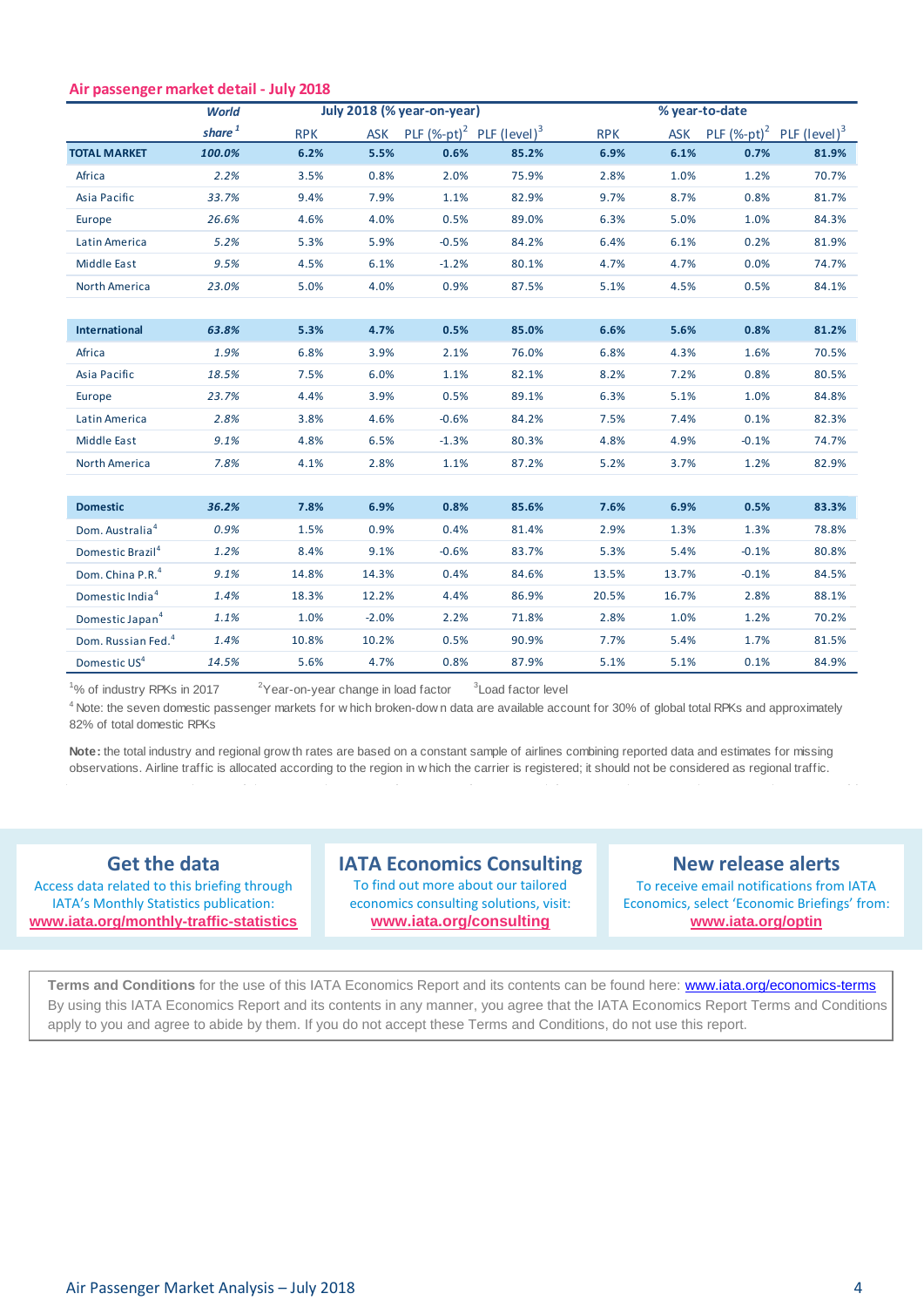## Air passenger market detail - July 2018

| | World share[1] | July 2018 (% year-on-year) | | | | % year-to-date | | | |
|---|---|---|---|---|---|---|---|---|---|
| | | RPK | ASK | PLF (%-pt)[2] | PLF (level)[3] | RPK | ASK | PLF (%-pt)[2] | PLF (level)[3] |
| **TOTAL MARKET** | ***100.0%*** | **6.2%** | **5.5%** | **0.6%** | **85.2%** | **6.9%** | **6.1%** | **0.7%** | **81.9%** |
| Africa | *2.2%* | 3.5% | 0.8% | 2.0% | 75.9% | 2.8% | 1.0% | 1.2% | 70.7% |
| Asia Pacific | *33.7%* | 9.4% | 7.9% | 1.1% | 82.9% | 9.7% | 8.7% | 0.8% | 81.7% |
| Europe | *26.6%* | 4.6% | 4.0% | 0.5% | 89.0% | 6.3% | 5.0% | 1.0% | 84.3% |
| Latin America | *5.2%* | 5.3% | 5.9% | -0.5% | 84.2% | 6.4% | 6.1% | 0.2% | 81.9% |
| Middle East | *9.5%* | 4.5% | 6.1% | -1.2% | 80.1% | 4.7% | 4.7% | 0.0% | 74.7% |
| North America | *23.0%* | 5.0% | 4.0% | 0.9% | 87.5% | 5.1% | 4.5% | 0.5% | 84.1% |
| **International** | ***63.8%*** | **5.3%** | **4.7%** | **0.5%** | **85.0%** | **6.6%** | **5.6%** | **0.8%** | **81.2%** |
| Africa | *1.9%* | 6.8% | 3.9% | 2.1% | 76.0% | 6.8% | 4.3% | 1.6% | 70.5% |
| Asia Pacific | *18.5%* | 7.5% | 6.0% | 1.1% | 82.1% | 8.2% | 7.2% | 0.8% | 80.5% |
| Europe | *23.7%* | 4.4% | 3.9% | 0.5% | 89.1% | 6.3% | 5.1% | 1.0% | 84.8% |
| Latin America | *2.8%* | 3.8% | 4.6% | -0.6% | 84.2% | 7.5% | 7.4% | 0.1% | 82.3% |
| Middle East | *9.1%* | 4.8% | 6.5% | -1.3% | 80.3% | 4.8% | 4.9% | -0.1% | 74.7% |
| North America | *7.8%* | 4.1% | 2.8% | 1.1% | 87.2% | 5.2% | 3.7% | 1.2% | 82.9% |
| **Domestic** | ***36.2%*** | **7.8%** | **6.9%** | **0.8%** | **85.6%** | **7.6%** | **6.9%** | **0.5%** | **83.3%** |
| Dom. Australia[4] | *0.9%* | 1.5% | 0.9% | 0.4% | 81.4% | 2.9% | 1.3% | 1.3% | 78.8% |
| Domestic Brazil[4] | *1.2%* | 8.4% | 9.1% | -0.6% | 83.7% | 5.3% | 5.4% | -0.1% | 80.8% |
| Dom. China P.R.[4] | *9.1%* | 14.8% | 14.3% | 0.4% | 84.6% | 13.5% | 13.7% | -0.1% | 84.5% |
| Domestic India[4] | *1.4%* | 18.3% | 12.2% | 4.4% | 86.9% | 20.5% | 16.7% | 2.8% | 88.1% |
| Domestic Japan[4] | *1.1%* | 1.0% | -2.0% | 2.2% | 71.8% | 2.8% | 1.0% | 1.2% | 70.2% |
| Dom. Russian Fed.[4] | *1.4%* | 10.8% | 10.2% | 0.5% | 90.9% | 7.7% | 5.4% | 1.7% | 81.5% |
| Domestic US[4] | *14.5%* | 5.6% | 4.7% | 0.8% | 87.9% | 5.1% | 5.1% | 0.1% | 84.9% |

[1]% of industry RPKs in 2017 [2]Year-on-year change in load factor [3]Load factor level

[4] Note: the seven domestic passenger markets for which broken-down data are available account for 30% of global total RPKs and approximately 82% of total domestic RPKs

**Note:** the total industry and regional growth rates are based on a constant sample of airlines combining reported data and estimates for missing observations. Airline traffic is allocated according to the region in which the carrier is registered; it should not be considered as regional traffic.

### Get the data

Access data related to this briefing through IATA's Monthly Statistics publication: **www.iata.org/monthly-traffic-statistics**

### IATA Economics Consulting

To find out more about our tailored economics consulting solutions, visit: **www.iata.org/consulting**

### New release alerts

To receive email notifications from IATA Economics, select 'Economic Briefings' from: **www.iata.org/optin**

**Terms and Conditions** for the use of this IATA Economics Report and its contents can be found here: www.iata.org/economics-terms
By using this IATA Economics Report and its contents in any manner, you agree that the IATA Economics Report Terms and Conditions apply to you and agree to abide by them. If you do not accept these Terms and Conditions, do not use this report.